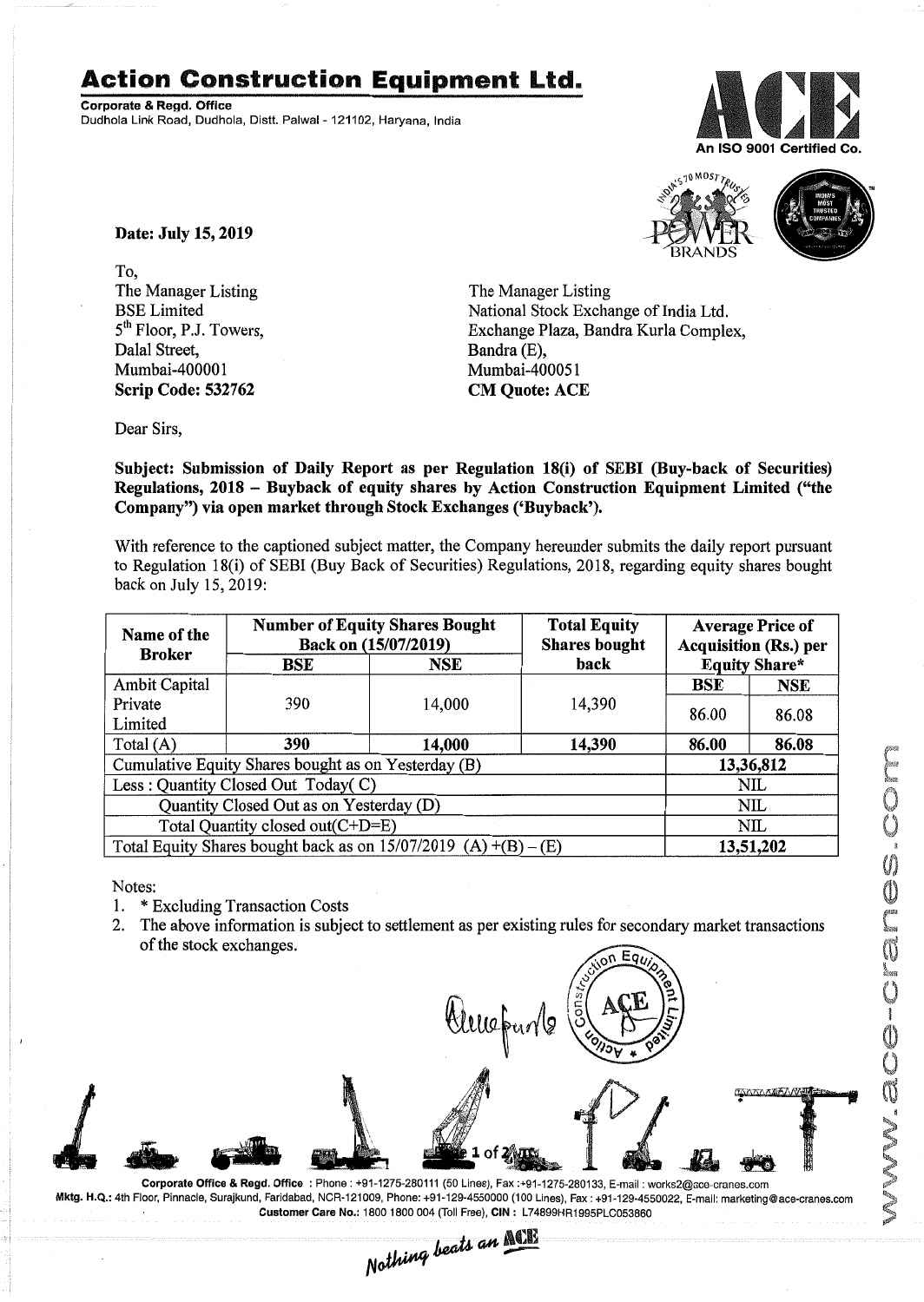# Action Construction Equipment Ltd.

**Corporate & Regd. Office**
Dudhola Link Road, Dudhola, Distt. Palwal - 121102, Haryana, India

An ISO 9001 Certified Co.

**Date: July 15, 2019**

To,

The Manager Listing
BSE Limited
5th Floor, P.J. Towers,
Dalal Street,
Mumbai-400001
**Scrip Code: 532762**

The Manager Listing
National Stock Exchange of India Ltd.
Exchange Plaza, Bandra Kurla Complex,
Bandra (E),
Mumbai-400051
**CM Quote: ACE**

Dear Sirs,

**Subject: Submission of Daily Report as per Regulation 18(i) of SEBI (Buy-back of Securities) Regulations, 2018 – Buyback of equity shares by Action Construction Equipment Limited ("the Company") via open market through Stock Exchanges ('Buyback').**

With reference to the captioned subject matter, the Company hereunder submits the daily report pursuant to Regulation 18(i) of SEBI (Buy Back of Securities) Regulations, 2018, regarding equity shares bought back on July 15, 2019:

| Name of the Broker | Number of Equity Shares Bought Back on (15/07/2019) | | Total Equity Shares bought back | Average Price of Acquisition (Rs.) per Equity Share* | |
|---|---|---|---|---|---|
| | BSE | NSE | | BSE | NSE |
| Ambit Capital Private Limited | 390 | 14,000 | 14,390 | 86.00 | 86.08 |
| Total (A) | **390** | **14,000** | **14,390** | **86.00** | **86.08** |
| Cumulative Equity Shares bought as on Yesterday (B) | | | | 13,36,812 | |
| Less : Quantity Closed Out Today( C) | | | | NIL | |
| Quantity Closed Out as on Yesterday (D) | | | | NIL | |
| Total Quantity closed out(C+D=E) | | | | NIL | |
| Total Equity Shares bought back as on 15/07/2019 (A) +(B) – (E) | | | | 13,51,202 | |

Notes:

1. * Excluding Transaction Costs
2. The above information is subject to settlement as per existing rules for secondary market transactions of the stock exchanges.

**Corporate Office & Regd. Office** : Phone : +91-1275-280111 (50 Lines), Fax :+91-1275-280133, E-mail : works2@ace-cranes.com
**Mktg. H.Q.:** 4th Floor, Pinnacle, Surajkund, Faridabad, NCR-121009, Phone: +91-129-4550000 (100 Lines), Fax : +91-129-4550022, E-mail: marketing@ace-cranes.com
**Customer Care No.:** 1800 1800 004 (Toll Free), **CIN :** L74899HR1995PLC053860

*Nothing beats an ACE*

www.ace-cranes.com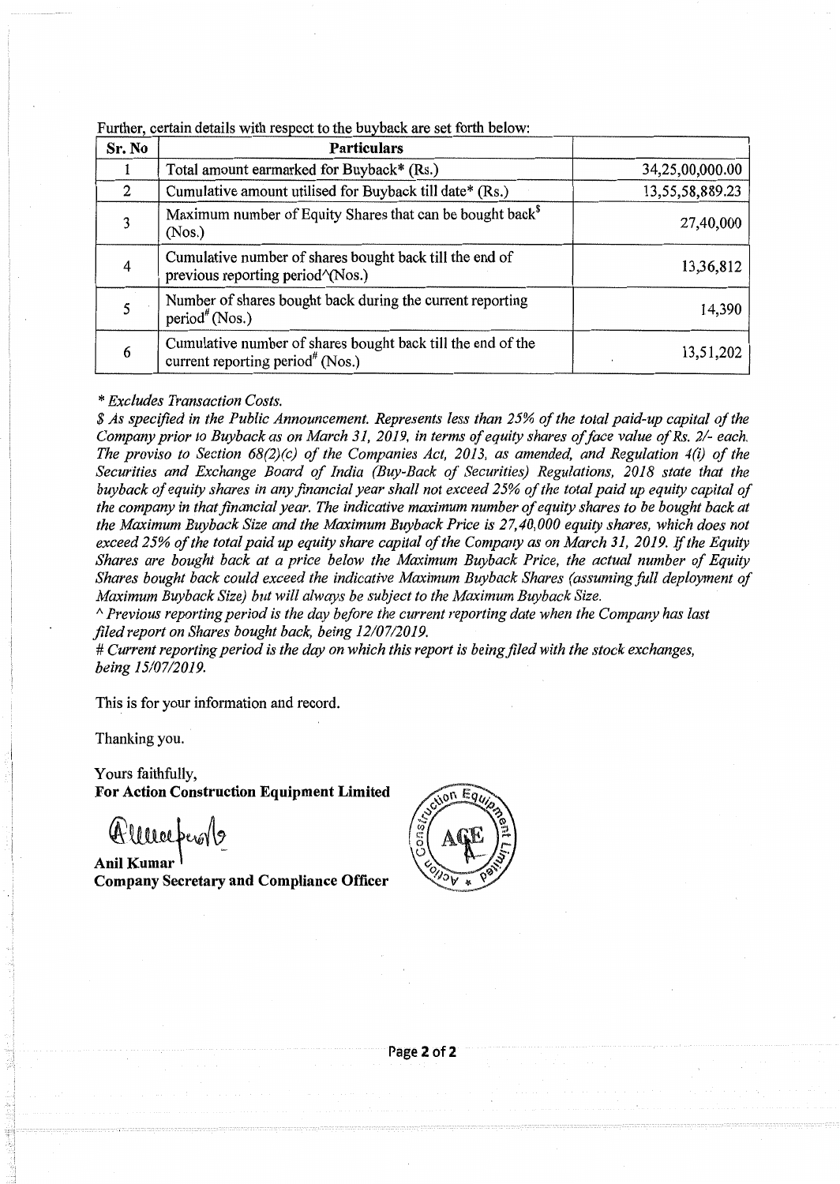Further, certain details with respect to the buyback are set forth below:

| Sr. No | Particulars | |
|---|---|---|
| 1 | Total amount earmarked for Buyback* (Rs.) | 34,25,00,000.00 |
| 2 | Cumulative amount utilised for Buyback till date* (Rs.) | 13,55,58,889.23 |
| 3 | Maximum number of Equity Shares that can be bought back$ (Nos.) | 27,40,000 |
| 4 | Cumulative number of shares bought back till the end of previous reporting period^(Nos.) | 13,36,812 |
| 5 | Number of shares bought back during the current reporting period# (Nos.) | 14,390 |
| 6 | Cumulative number of shares bought back till the end of the current reporting period# (Nos.) | 13,51,202 |

*\* Excludes Transaction Costs.*

*$ As specified in the Public Announcement. Represents less than 25% of the total paid-up capital of the Company prior to Buyback as on March 31, 2019, in terms of equity shares of face value of Rs. 2/- each. The proviso to Section 68(2)(c) of the Companies Act, 2013, as amended, and Regulation 4(i) of the Securities and Exchange Board of India (Buy-Back of Securities) Regulations, 2018 state that the buyback of equity shares in any financial year shall not exceed 25% of the total paid up equity capital of the company in that financial year. The indicative maximum number of equity shares to be bought back at the Maximum Buyback Size and the Maximum Buyback Price is 27,40,000 equity shares, which does not exceed 25% of the total paid up equity share capital of the Company as on March 31, 2019. If the Equity Shares are bought back at a price below the Maximum Buyback Price, the actual number of Equity Shares bought back could exceed the indicative Maximum Buyback Shares (assuming full deployment of Maximum Buyback Size) but will always be subject to the Maximum Buyback Size.*

*^ Previous reporting period is the day before the current reporting date when the Company has last filed report on Shares bought back, being 12/07/2019.*

*# Current reporting period is the day on which this report is being filed with the stock exchanges, being 15/07/2019.*

This is for your information and record.

Thanking you.

Yours faithfully,
**For Action Construction Equipment Limited**

**Anil Kumar**
**Company Secretary and Compliance Officer**